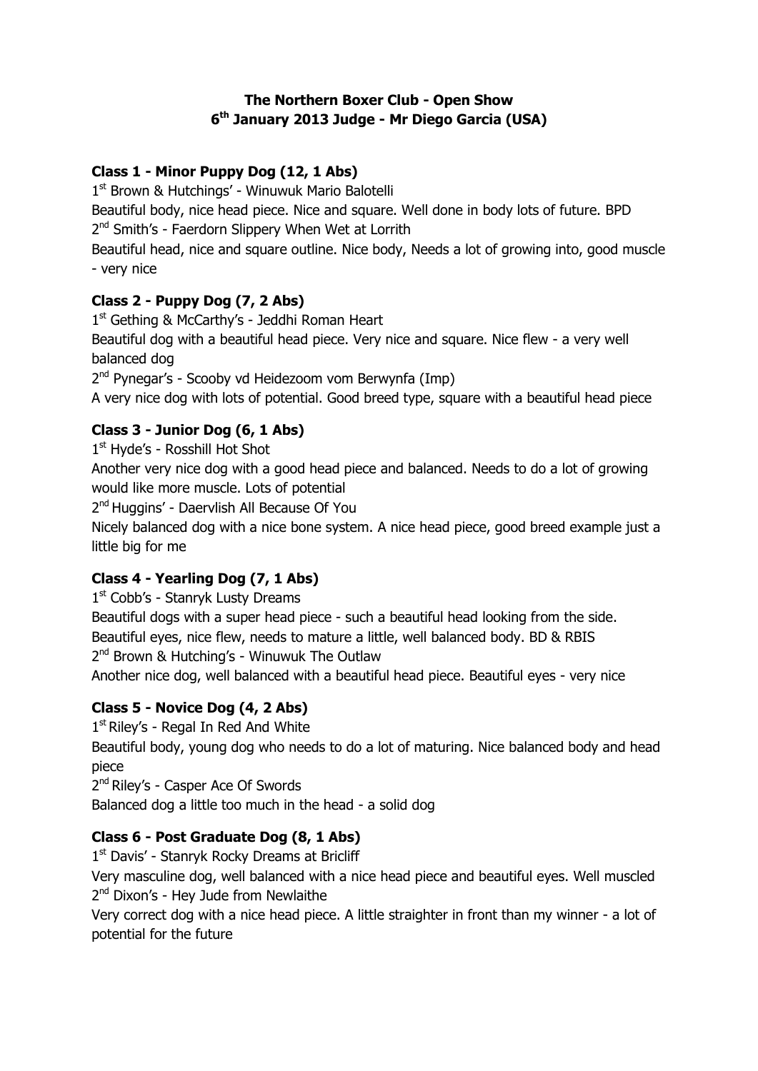# The Northern Boxer Club - Open Show
## 6th January 2013 Judge - Mr Diego Garcia (USA)

### Class 1 - Minor Puppy Dog (12, 1 Abs)

1st Brown & Hutchings' - Winuwuk Mario Balotelli

Beautiful body, nice head piece. Nice and square. Well done in body lots of future. BPD

2nd Smith's - Faerdorn Slippery When Wet at Lorrith

Beautiful head, nice and square outline. Nice body, Needs a lot of growing into, good muscle - very nice

### Class 2 - Puppy Dog (7, 2 Abs)

1st Gething & McCarthy's - Jeddhi Roman Heart

Beautiful dog with a beautiful head piece. Very nice and square. Nice flew - a very well balanced dog

2nd Pynegar's - Scooby vd Heidezoom vom Berwynfa (Imp)

A very nice dog with lots of potential. Good breed type, square with a beautiful head piece

### Class 3 - Junior Dog (6, 1 Abs)

1st Hyde's - Rosshill Hot Shot

Another very nice dog with a good head piece and balanced. Needs to do a lot of growing would like more muscle. Lots of potential

2nd Huggins' - Daervlish All Because Of You

Nicely balanced dog with a nice bone system. A nice head piece, good breed example just a little big for me

### Class 4 - Yearling Dog (7, 1 Abs)

1st Cobb's - Stanryk Lusty Dreams

Beautiful dogs with a super head piece - such a beautiful head looking from the side. Beautiful eyes, nice flew, needs to mature a little, well balanced body. BD & RBIS

2nd Brown & Hutching's - Winuwuk The Outlaw

Another nice dog, well balanced with a beautiful head piece. Beautiful eyes - very nice

### Class 5 - Novice Dog (4, 2 Abs)

1st Riley's - Regal In Red And White

Beautiful body, young dog who needs to do a lot of maturing. Nice balanced body and head piece

2nd Riley's - Casper Ace Of Swords

Balanced dog a little too much in the head - a solid dog

### Class 6 - Post Graduate Dog (8, 1 Abs)

1st Davis' - Stanryk Rocky Dreams at Bricliff

Very masculine dog, well balanced with a nice head piece and beautiful eyes. Well muscled

2nd Dixon's - Hey Jude from Newlaithe

Very correct dog with a nice head piece. A little straighter in front than my winner - a lot of potential for the future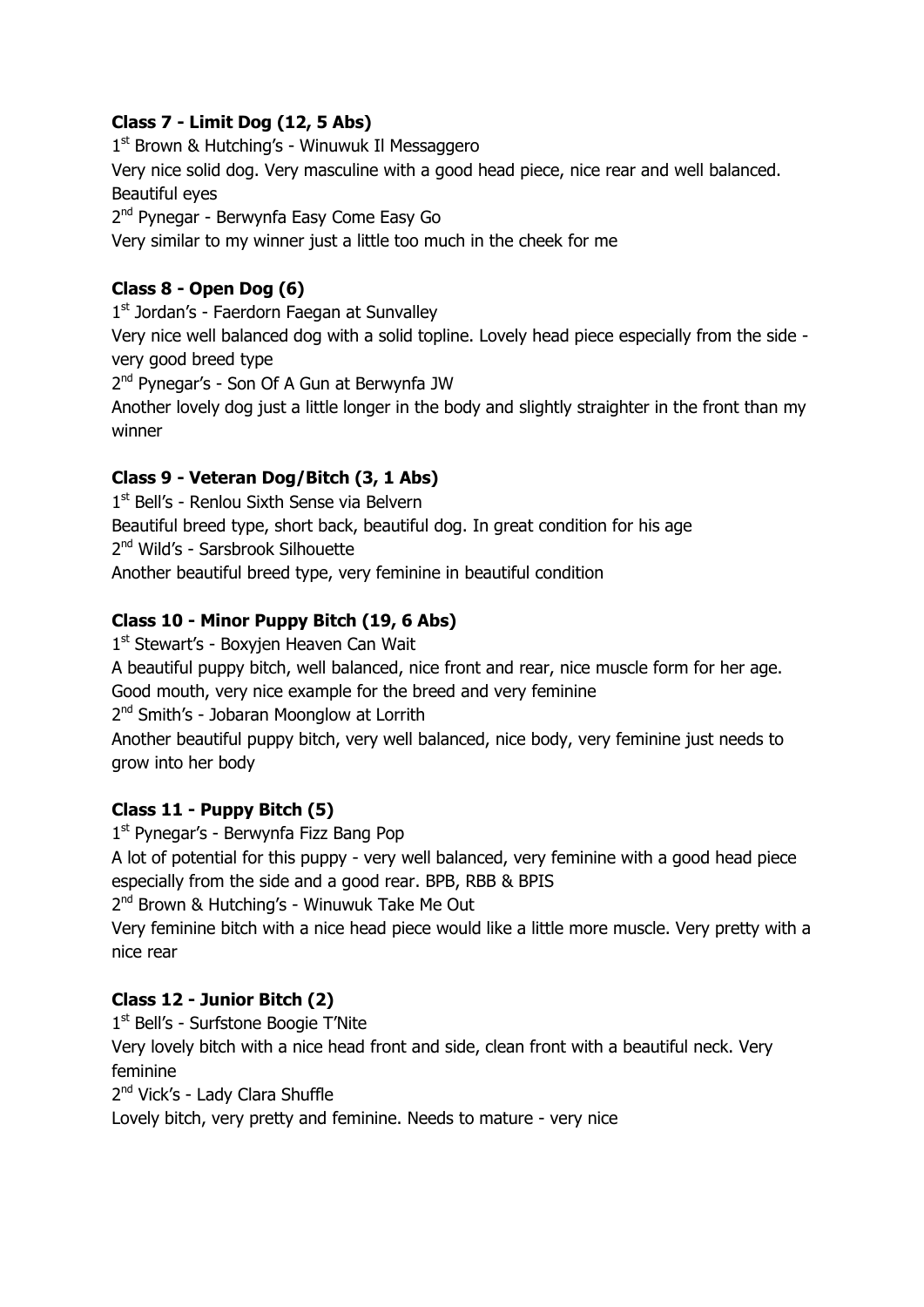**Class 7 - Limit Dog (12, 5 Abs)**

1st Brown & Hutching's - Winuwuk Il Messaggero

Very nice solid dog. Very masculine with a good head piece, nice rear and well balanced. Beautiful eyes

2nd Pynegar - Berwynfa Easy Come Easy Go

Very similar to my winner just a little too much in the cheek for me

**Class 8 - Open Dog (6)**

1st Jordan's - Faerdorn Faegan at Sunvalley

Very nice well balanced dog with a solid topline. Lovely head piece especially from the side - very good breed type

2nd Pynegar's - Son Of A Gun at Berwynfa JW

Another lovely dog just a little longer in the body and slightly straighter in the front than my winner

**Class 9 - Veteran Dog/Bitch (3, 1 Abs)**

1st Bell's - Renlou Sixth Sense via Belvern

Beautiful breed type, short back, beautiful dog. In great condition for his age

2nd Wild's - Sarsbrook Silhouette

Another beautiful breed type, very feminine in beautiful condition

**Class 10 - Minor Puppy Bitch (19, 6 Abs)**

1st Stewart's - Boxyjen Heaven Can Wait

A beautiful puppy bitch, well balanced, nice front and rear, nice muscle form for her age. Good mouth, very nice example for the breed and very feminine

2nd Smith's - Jobaran Moonglow at Lorrith

Another beautiful puppy bitch, very well balanced, nice body, very feminine just needs to grow into her body

**Class 11 - Puppy Bitch (5)**

1st Pynegar's - Berwynfa Fizz Bang Pop

A lot of potential for this puppy - very well balanced, very feminine with a good head piece especially from the side and a good rear. BPB, RBB & BPIS

2nd Brown & Hutching's - Winuwuk Take Me Out

Very feminine bitch with a nice head piece would like a little more muscle. Very pretty with a nice rear

**Class 12 - Junior Bitch (2)**

1st Bell's - Surfstone Boogie T'Nite

Very lovely bitch with a nice head front and side, clean front with a beautiful neck. Very feminine

2nd Vick's - Lady Clara Shuffle

Lovely bitch, very pretty and feminine. Needs to mature - very nice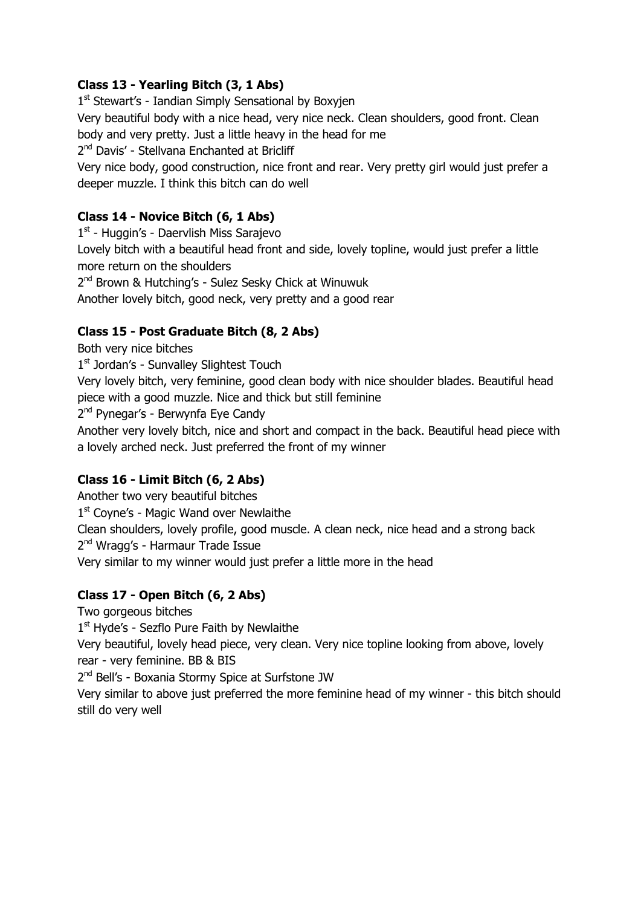**Class 13 - Yearling Bitch (3, 1 Abs)**

1st Stewart's - Iandian Simply Sensational by Boxyjen

Very beautiful body with a nice head, very nice neck. Clean shoulders, good front. Clean body and very pretty. Just a little heavy in the head for me

2nd Davis' - Stellvana Enchanted at Bricliff

Very nice body, good construction, nice front and rear. Very pretty girl would just prefer a deeper muzzle. I think this bitch can do well

**Class 14 - Novice Bitch (6, 1 Abs)**

1st - Huggin's - Daervlish Miss Sarajevo

Lovely bitch with a beautiful head front and side, lovely topline, would just prefer a little more return on the shoulders

2nd Brown & Hutching's - Sulez Sesky Chick at Winuwuk

Another lovely bitch, good neck, very pretty and a good rear

**Class 15 - Post Graduate Bitch (8, 2 Abs)**

Both very nice bitches

1st Jordan's - Sunvalley Slightest Touch

Very lovely bitch, very feminine, good clean body with nice shoulder blades. Beautiful head piece with a good muzzle. Nice and thick but still feminine

2nd Pynegar's - Berwynfa Eye Candy

Another very lovely bitch, nice and short and compact in the back. Beautiful head piece with a lovely arched neck. Just preferred the front of my winner

**Class 16 - Limit Bitch (6, 2 Abs)**

Another two very beautiful bitches

1st Coyne's - Magic Wand over Newlaithe

Clean shoulders, lovely profile, good muscle. A clean neck, nice head and a strong back

2nd Wragg's - Harmaur Trade Issue

Very similar to my winner would just prefer a little more in the head

**Class 17 - Open Bitch (6, 2 Abs)**

Two gorgeous bitches

1st Hyde's - Sezflo Pure Faith by Newlaithe

Very beautiful, lovely head piece, very clean. Very nice topline looking from above, lovely rear - very feminine. BB & BIS

2nd Bell's - Boxania Stormy Spice at Surfstone JW

Very similar to above just preferred the more feminine head of my winner - this bitch should still do very well